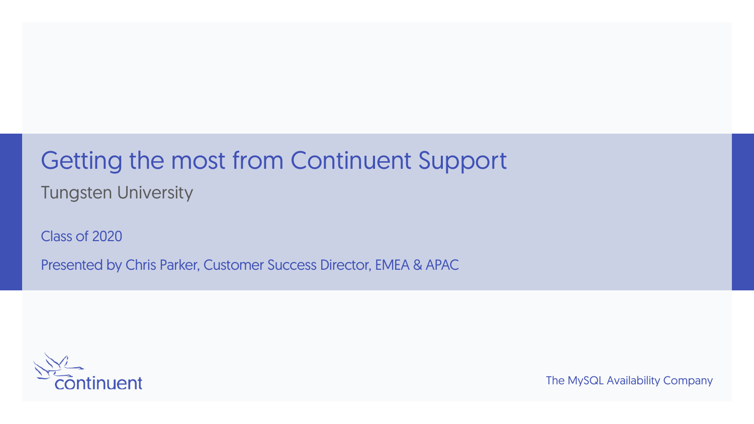# Getting the most from Continuent Support

Tungsten University

Class of 2020

Presented by Chris Parker, Customer Success Director, EMEA & APAC

continuent

The MySQL Availability Company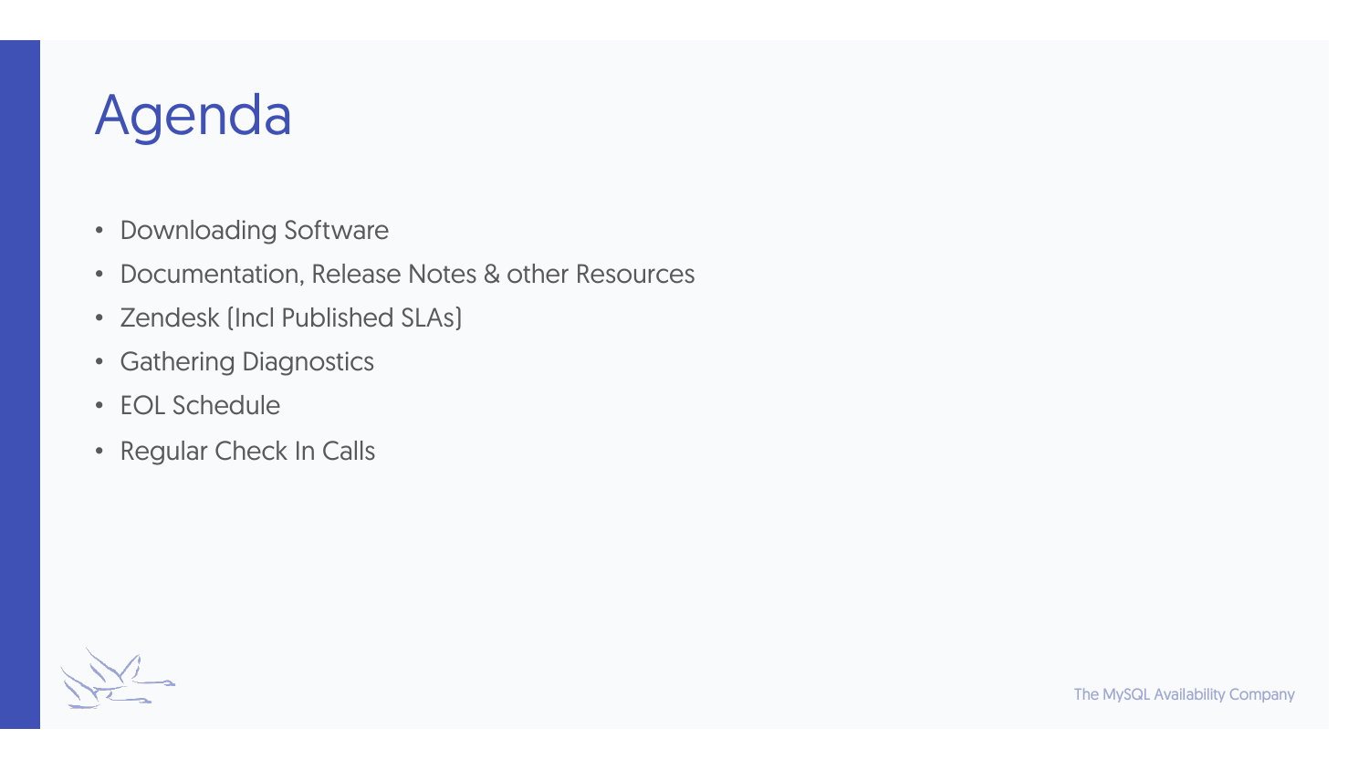# Agenda

- Downloading Software
- Documentation, Release Notes & other Resources
- Zendesk (Incl Published SLAs)
- Gathering Diagnostics
- EOL Schedule
- Regular Check In Calls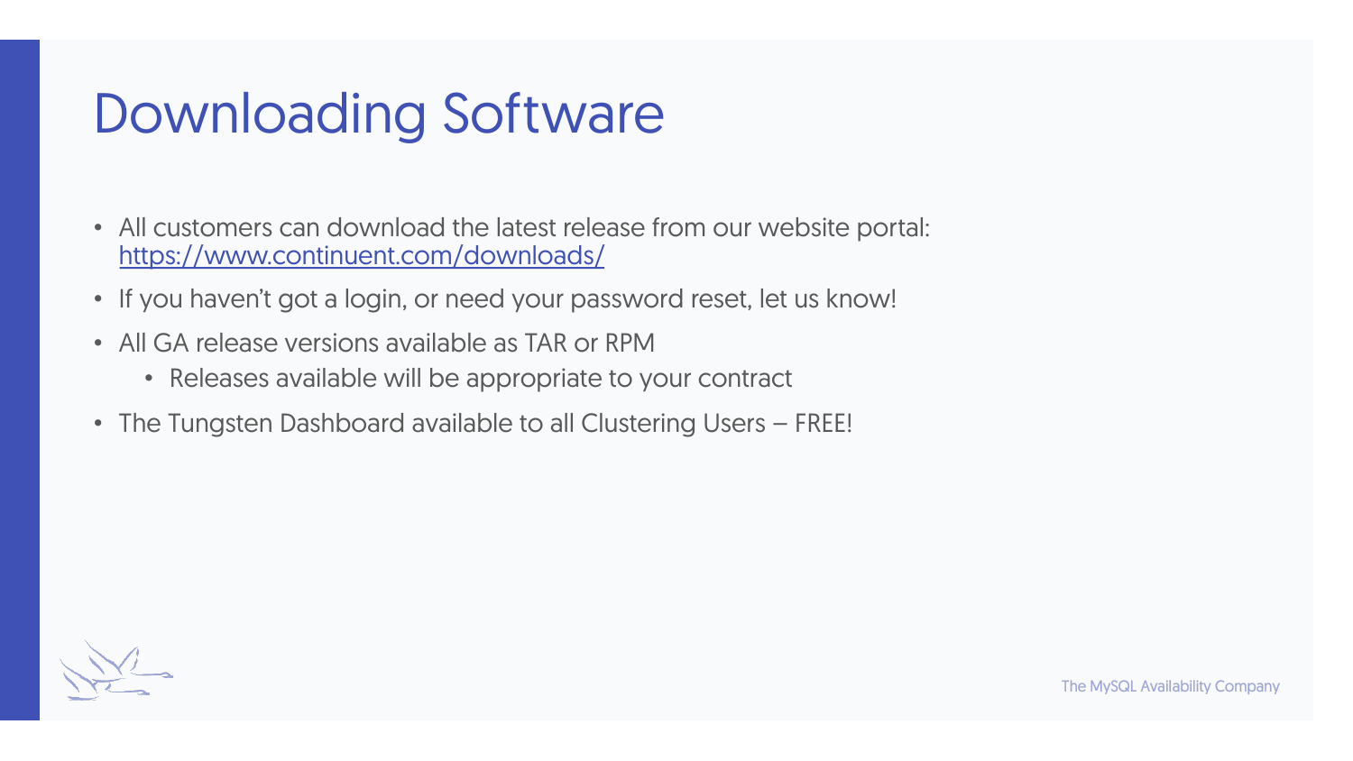# Downloading Software

- All customers can download the latest release from our website portal: [https://www.continuent.com/downloads/](https://www.continuent.com/downloads/)
- If you haven't got a login, or need your password reset, let us know!
- All GA release versions available as TAR or RPM
  - Releases available will be appropriate to your contract
- The Tungsten Dashboard available to all Clustering Users – FREE!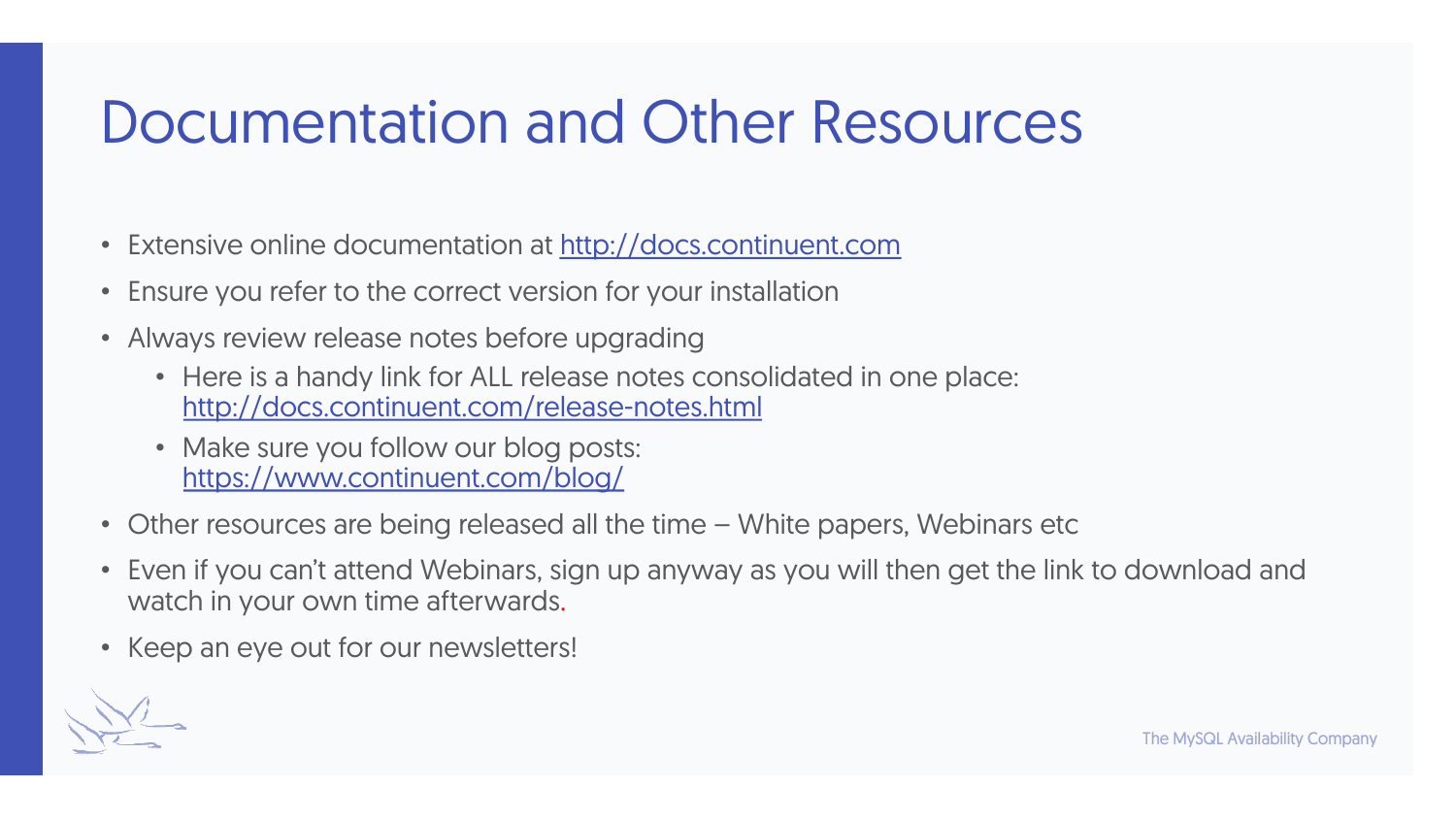# Documentation and Other Resources

- Extensive online documentation at http://docs.continuent.com
- Ensure you refer to the correct version for your installation
- Always review release notes before upgrading
  - Here is a handy link for ALL release notes consolidated in one place: http://docs.continuent.com/release-notes.html
  - Make sure you follow our blog posts: https://www.continuent.com/blog/
- Other resources are being released all the time – White papers, Webinars etc
- Even if you can't attend Webinars, sign up anyway as you will then get the link to download and watch in your own time afterwards.
- Keep an eye out for our newsletters!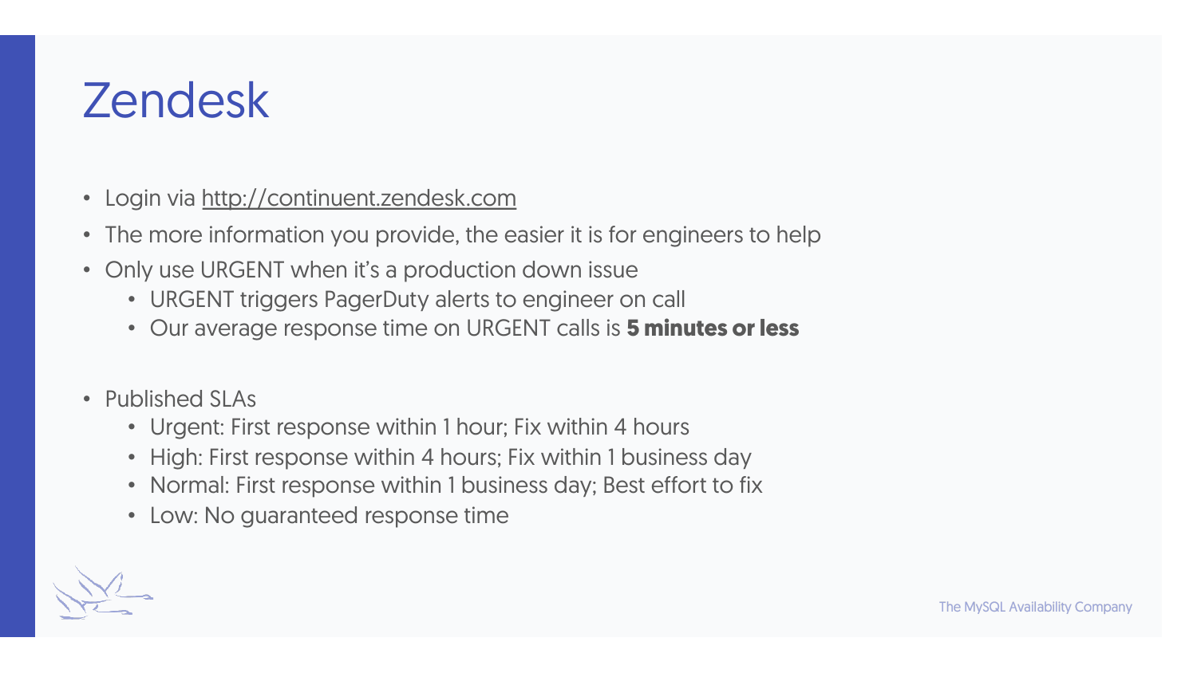# Zendesk

- Login via http://continuent.zendesk.com
- The more information you provide, the easier it is for engineers to help
- Only use URGENT when it's a production down issue
  - URGENT triggers PagerDuty alerts to engineer on call
  - Our average response time on URGENT calls is **5 minutes or less**

- Published SLAs
  - Urgent: First response within 1 hour; Fix within 4 hours
  - High: First response within 4 hours; Fix within 1 business day
  - Normal: First response within 1 business day; Best effort to fix
  - Low: No guaranteed response time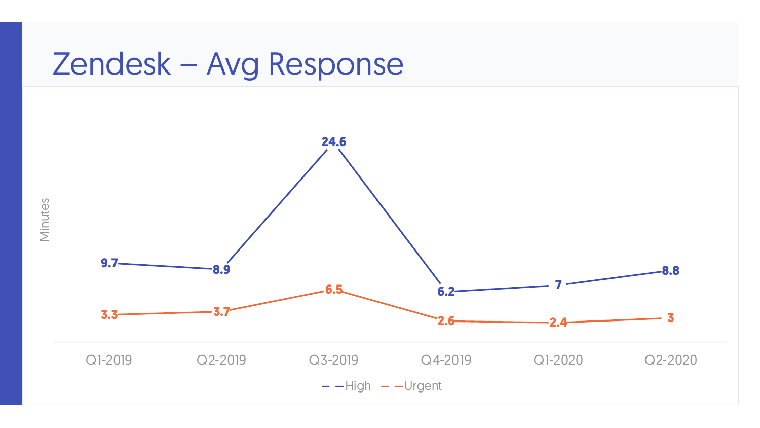# Zendesk – Avg Response

| Quarter | High (Minutes) | Urgent (Minutes) |
|---|---|---|
| Q1-2019 | 9.7 | 3.3 |
| Q2-2019 | 8.9 | 3.7 |
| Q3-2019 | 24.6 | 6.5 |
| Q4-2019 | 6.2 | 2.6 |
| Q1-2020 | 7 | 2.4 |
| Q2-2020 | 8.8 | 3 |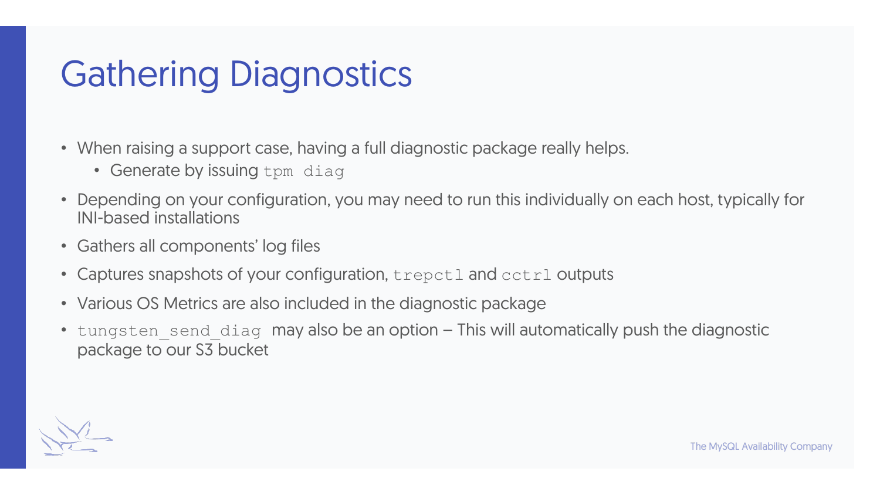# Gathering Diagnostics

- When raising a support case, having a full diagnostic package really helps.
  - Generate by issuing `tpm diag`
- Depending on your configuration, you may need to run this individually on each host, typically for INI-based installations
- Gathers all components' log files
- Captures snapshots of your configuration, `trepctl` and `cctrl` outputs
- Various OS Metrics are also included in the diagnostic package
- `tungsten_send_diag` may also be an option – This will automatically push the diagnostic package to our S3 bucket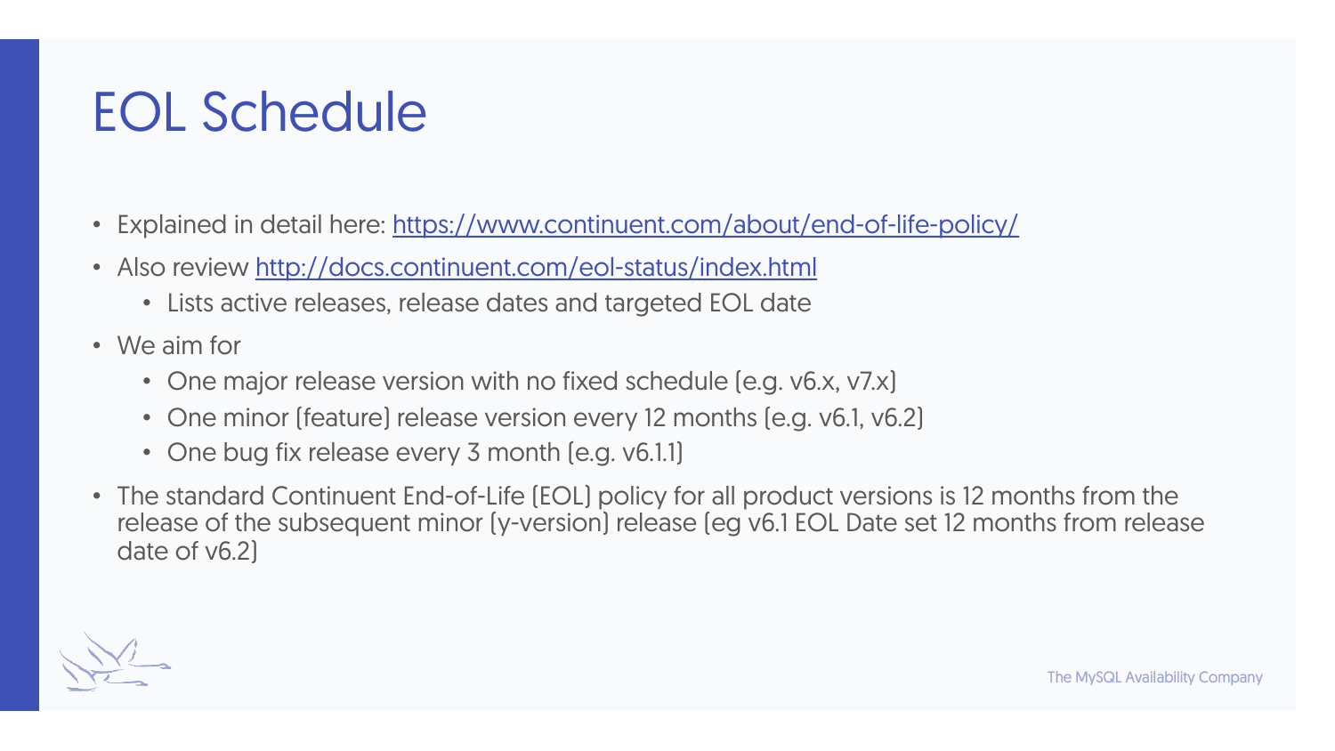# EOL Schedule

- Explained in detail here: https://www.continuent.com/about/end-of-life-policy/
- Also review http://docs.continuent.com/eol-status/index.html
  - Lists active releases, release dates and targeted EOL date
- We aim for
  - One major release version with no fixed schedule (e.g. v6.x, v7.x)
  - One minor (feature) release version every 12 months (e.g. v6.1, v6.2)
  - One bug fix release every 3 month (e.g. v6.1.1)
- The standard Continuent End-of-Life (EOL) policy for all product versions is 12 months from the release of the subsequent minor (y-version) release (eg v6.1 EOL Date set 12 months from release date of v6.2)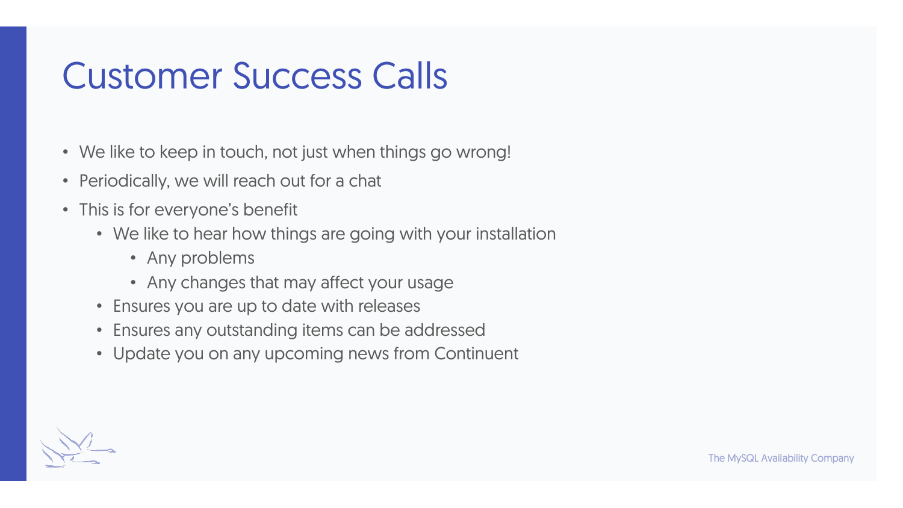# Customer Success Calls

- We like to keep in touch, not just when things go wrong!
- Periodically, we will reach out for a chat
- This is for everyone's benefit
  - We like to hear how things are going with your installation
    - Any problems
    - Any changes that may affect your usage
  - Ensures you are up to date with releases
  - Ensures any outstanding items can be addressed
  - Update you on any upcoming news from Continuent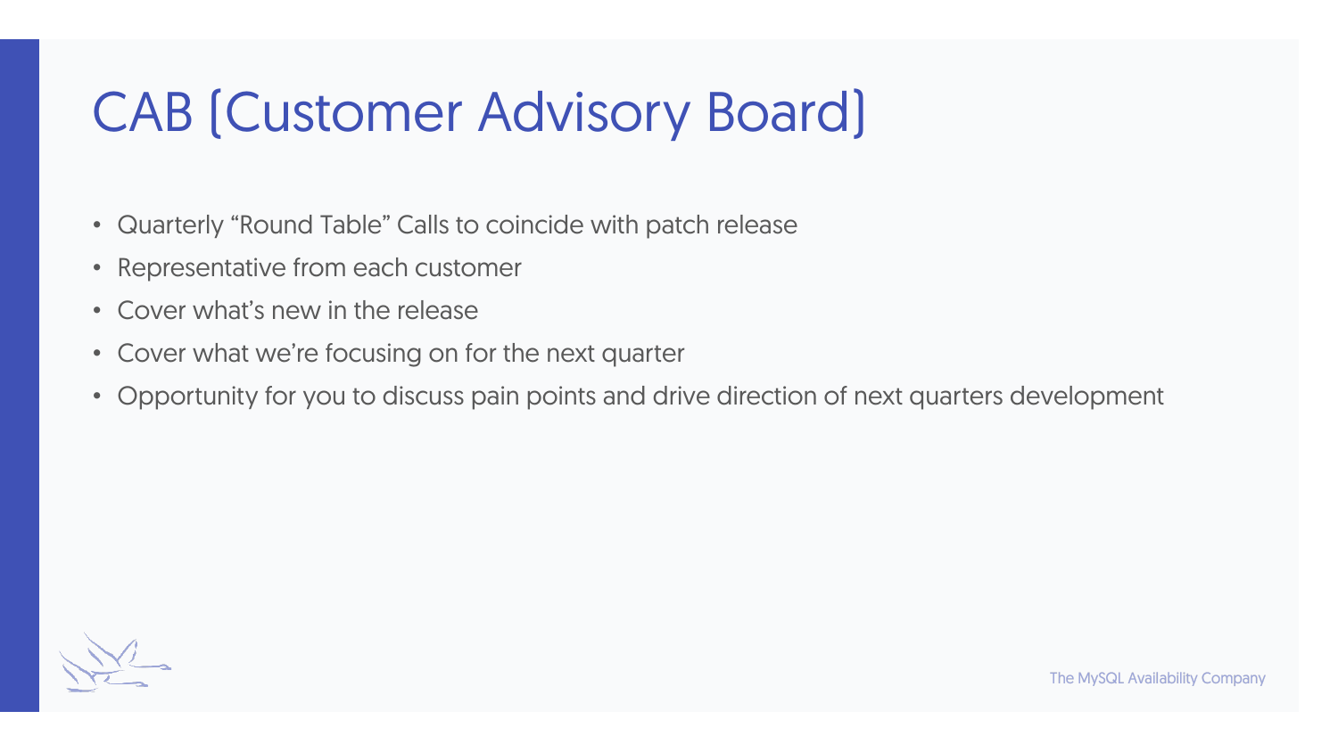# CAB (Customer Advisory Board)

- Quarterly "Round Table" Calls to coincide with patch release
- Representative from each customer
- Cover what's new in the release
- Cover what we're focusing on for the next quarter
- Opportunity for you to discuss pain points and drive direction of next quarters development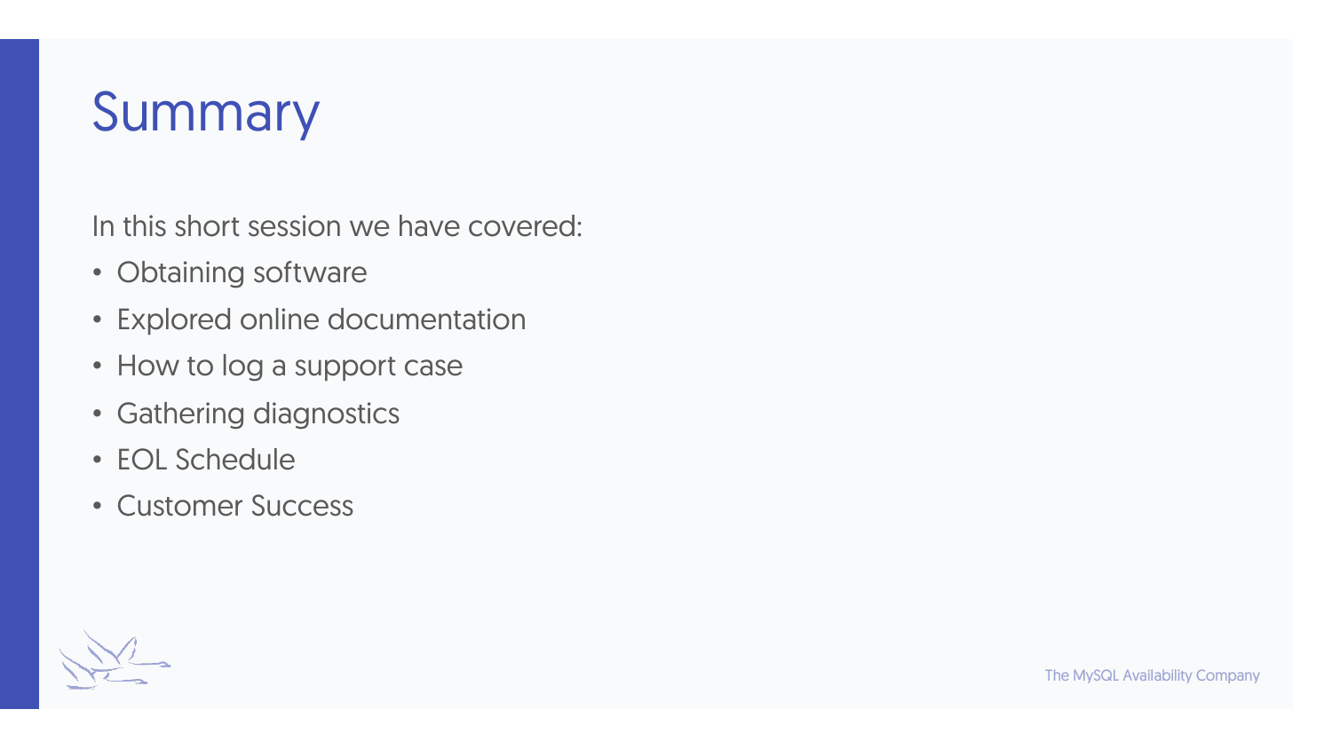# Summary

In this short session we have covered:

- Obtaining software
- Explored online documentation
- How to log a support case
- Gathering diagnostics
- EOL Schedule
- Customer Success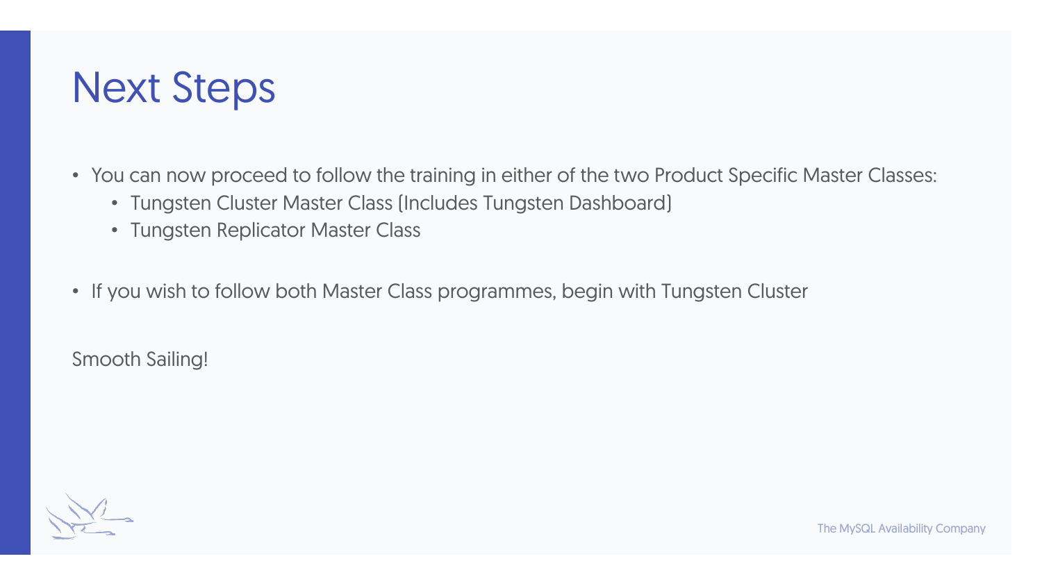# Next Steps

- You can now proceed to follow the training in either of the two Product Specific Master Classes:
  - Tungsten Cluster Master Class (Includes Tungsten Dashboard)
  - Tungsten Replicator Master Class
- If you wish to follow both Master Class programmes, begin with Tungsten Cluster

Smooth Sailing!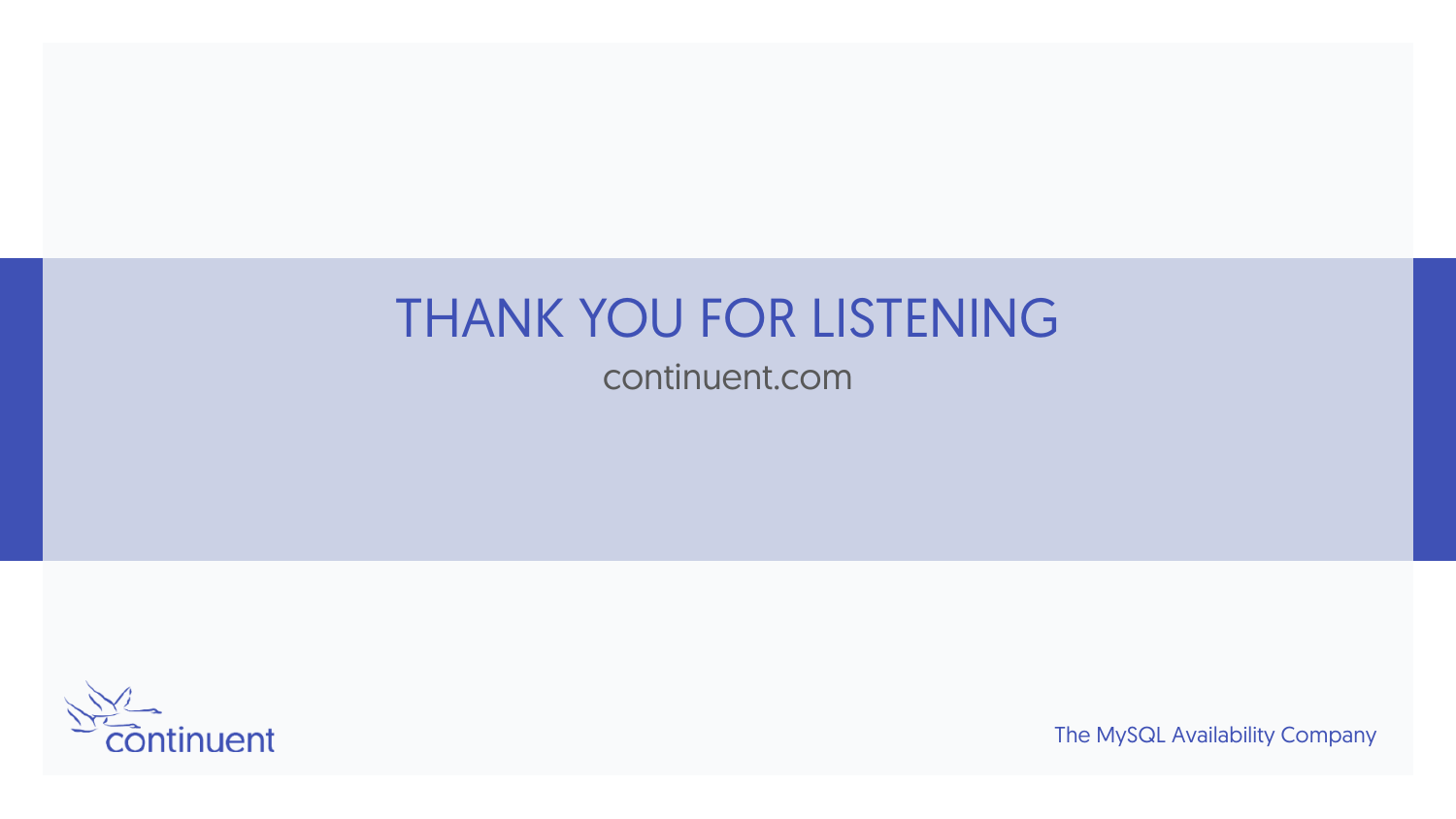# THANK YOU FOR LISTENING

continuent.com

continuent

The MySQL Availability Company